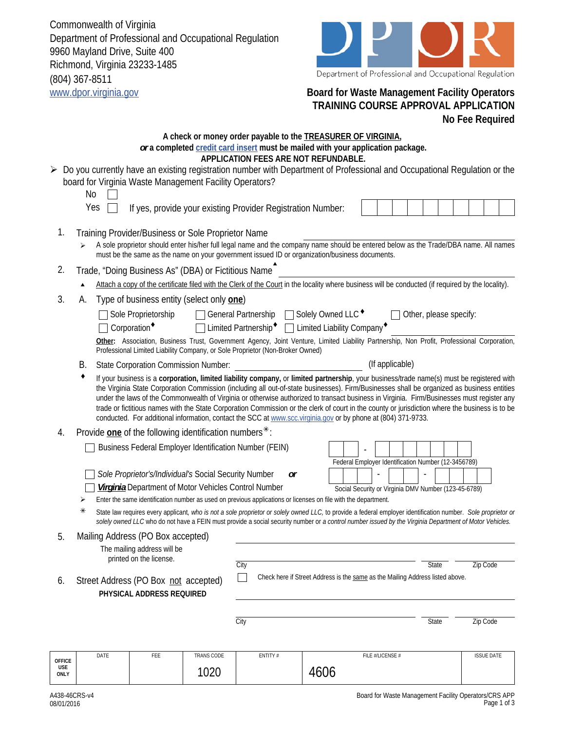Commonwealth of Virginia
Department of Professional and Occupational Regulation
9960 Mayland Drive, Suite 400
Richmond, Virginia 23233-1485
(804) 367-8511
www.dpor.virginia.gov

Department of Professional and Occupational Regulation

# Board for Waste Management Facility Operators
# TRAINING COURSE APPROVAL APPLICATION
## No Fee Required

**A check or money order payable to the TREASURER OF VIRGINIA,**
***or* a completed credit card insert must be mailed with your application package.**
**APPLICATION FEES ARE NOT REFUNDABLE.**

- Do you currently have an existing registration number with Department of Professional and Occupational Regulation or the board for Virginia Waste Management Facility Operators?
  - No ☐
  - Yes ☐ If yes, provide your existing Provider Registration Number: ___________

1. Training Provider/Business or Sole Proprietor Name ___________
   - A sole proprietor should enter his/her full legal name and the company name should be entered below as the Trade/DBA name. All names must be the same as the name on your government issued ID or organization/business documents.

2. Trade, "Doing Business As" (DBA) or Fictitious Name▲ ___________
   - ▲ Attach a copy of the certificate filed with the Clerk of the Court in the locality where business will be conducted (if required by the locality).

3. A. Type of business entity (select only **one**)

   ☐ Sole Proprietorship ☐ General Partnership ☐ Solely Owned LLC♦ ☐ Other, please specify:
   ☐ Corporation♦ ☐ Limited Partnership♦ ☐ Limited Liability Company♦ ___________

   **Other:** Association, Business Trust, Government Agency, Joint Venture, Limited Liability Partnership, Non Profit, Professional Corporation, Professional Limited Liability Company, or Sole Proprietor (Non-Broker Owned)

   B. State Corporation Commission Number: ___________ (If applicable)

   ♦ If your business is a **corporation, limited liability company,** or **limited partnership**, your business/trade name(s) must be registered with the Virginia State Corporation Commission (including all out-of-state businesses). Firm/Businesses shall be organized as business entities under the laws of the Commonwealth of Virginia or otherwise authorized to transact business in Virginia. Firm/Businesses must register any trade or fictitious names with the State Corporation Commission or the clerk of court in the county or jurisdiction where the business is to be conducted. For additional information, contact the SCC at www.scc.virginia.gov or by phone at (804) 371-9733.

4. Provide **one** of the following identification numbers✳:

   ☐ Business Federal Employer Identification Number (FEIN) ☐☐-☐☐☐☐☐☐☐
   Federal Employer Identification Number (12-3456789)

   ☐ *Sole Proprietor's/Individual's* Social Security Number ***or***
   ☐ ***Virginia*** Department of Motor Vehicles Control Number ☐☐☐-☐☐-☐☐☐☐
   Social Security or Virginia DMV Number (123-45-6789)

   - Enter the same identification number as used on previous applications or licenses on file with the department.

   ✳ State law requires every applicant, *who is not a sole proprietor or solely owned LLC,* to provide a federal employer identification number. *Sole proprietor or solely owned LLC* who do not have a FEIN must provide a social security number or *a control number issued by the Virginia Department of Motor Vehicles.*

5. Mailing Address (PO Box accepted)
   The mailing address will be printed on the license.

   ___________
   City ___________ State ___________ Zip Code ___________

6. Street Address (PO Box not accepted)
   **PHYSICAL ADDRESS REQUIRED**

   ☐ Check here if Street Address is the same as the Mailing Address listed above.

   ___________
   City ___________ State ___________ Zip Code ___________

| OFFICE USE ONLY | DATE | FEE | TRANS CODE | ENTITY # | FILE #/LICENSE # | ISSUE DATE |
|---|---|---|---|---|---|---|
| | | | 1020 | | 4606 | |

A438-46CRS-v4
08/01/2016

Board for Waste Management Facility Operators/CRS APP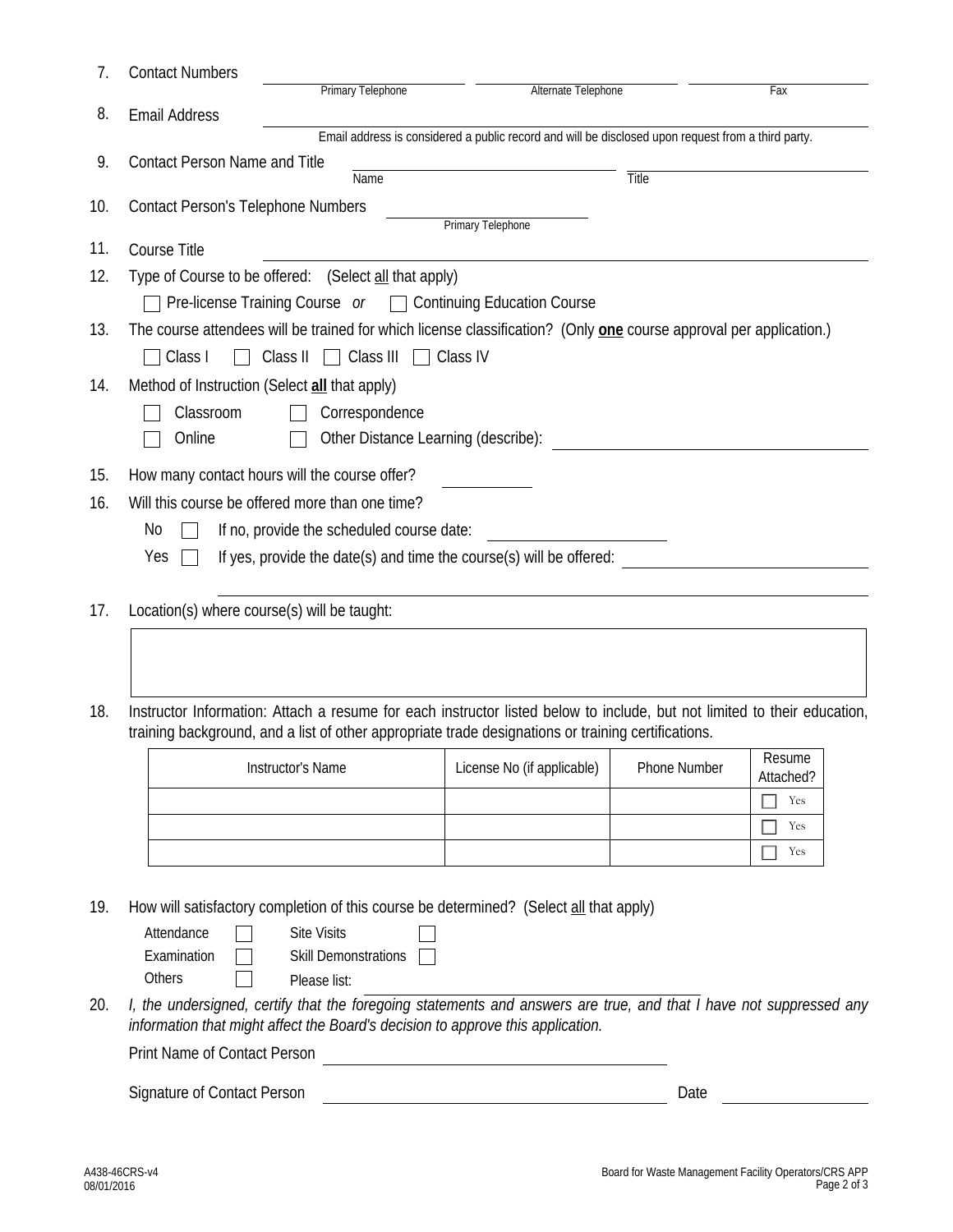7. Contact Numbers

   ______________________ ______________________ ______________________
   Primary Telephone Alternate Telephone Fax

8. Email Address ______________________________________________

   Email address is considered a public record and will be disclosed upon request from a third party.

9. Contact Person Name and Title

   ______________________ ______________________
   Name Title

10. Contact Person's Telephone Numbers

    ______________________
    Primary Telephone

11. Course Title ______________________________________________

12. Type of Course to be offered: (Select all that apply)

    ☐ Pre-license Training Course *or* ☐ Continuing Education Course

13. The course attendees will be trained for which license classification? (Only **one** course approval per application.)

    ☐ Class I ☐ Class II ☐ Class III ☐ Class IV

14. Method of Instruction (Select **all** that apply)

    ☐ Classroom ☐ Correspondence

    ☐ Online ☐ Other Distance Learning (describe): ______________________

15. How many contact hours will the course offer? ____________

16. Will this course be offered more than one time?

    No ☐ If no, provide the scheduled course date: ______________________

    Yes ☐ If yes, provide the date(s) and time the course(s) will be offered: ______________________

    ______________________________________________

17. Location(s) where course(s) will be taught:

18. Instructor Information: Attach a resume for each instructor listed below to include, but not limited to their education, training background, and a list of other appropriate trade designations or training certifications.

| Instructor's Name | License No (if applicable) | Phone Number | Resume Attached? |
|---|---|---|---|
| | | | ☐ Yes |
| | | | ☐ Yes |
| | | | ☐ Yes |

19. How will satisfactory completion of this course be determined? (Select all that apply)

    Attendance ☐ Site Visits ☐

    Examination ☐ Skill Demonstrations ☐

    Others ☐ Please list: ______________________

20. *I, the undersigned, certify that the foregoing statements and answers are true, and that I have not suppressed any information that might affect the Board's decision to approve this application.*

    Print Name of Contact Person ______________________

    Signature of Contact Person ______________________ Date ____________

A438-46CRS-v4
08/01/2016

Board for Waste Management Facility Operators/CRS APP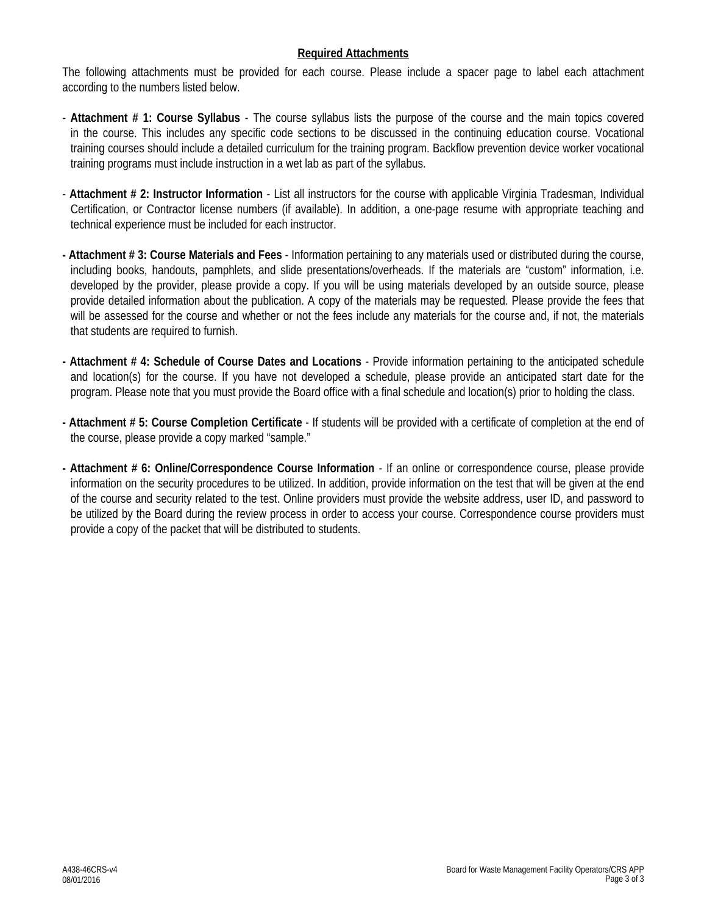## Required Attachments

The following attachments must be provided for each course. Please include a spacer page to label each attachment according to the numbers listed below.

- **Attachment # 1: Course Syllabus** - The course syllabus lists the purpose of the course and the main topics covered in the course. This includes any specific code sections to be discussed in the continuing education course. Vocational training courses should include a detailed curriculum for the training program. Backflow prevention device worker vocational training programs must include instruction in a wet lab as part of the syllabus.

- **Attachment # 2: Instructor Information** - List all instructors for the course with applicable Virginia Tradesman, Individual Certification, or Contractor license numbers (if available). In addition, a one-page resume with appropriate teaching and technical experience must be included for each instructor.

- **Attachment # 3: Course Materials and Fees** - Information pertaining to any materials used or distributed during the course, including books, handouts, pamphlets, and slide presentations/overheads. If the materials are "custom" information, i.e. developed by the provider, please provide a copy. If you will be using materials developed by an outside source, please provide detailed information about the publication. A copy of the materials may be requested. Please provide the fees that will be assessed for the course and whether or not the fees include any materials for the course and, if not, the materials that students are required to furnish.

- **Attachment # 4: Schedule of Course Dates and Locations** - Provide information pertaining to the anticipated schedule and location(s) for the course. If you have not developed a schedule, please provide an anticipated start date for the program. Please note that you must provide the Board office with a final schedule and location(s) prior to holding the class.

- **Attachment # 5: Course Completion Certificate** - If students will be provided with a certificate of completion at the end of the course, please provide a copy marked "sample."

- **Attachment # 6: Online/Correspondence Course Information** - If an online or correspondence course, please provide information on the security procedures to be utilized. In addition, provide information on the test that will be given at the end of the course and security related to the test. Online providers must provide the website address, user ID, and password to be utilized by the Board during the review process in order to access your course. Correspondence course providers must provide a copy of the packet that will be distributed to students.